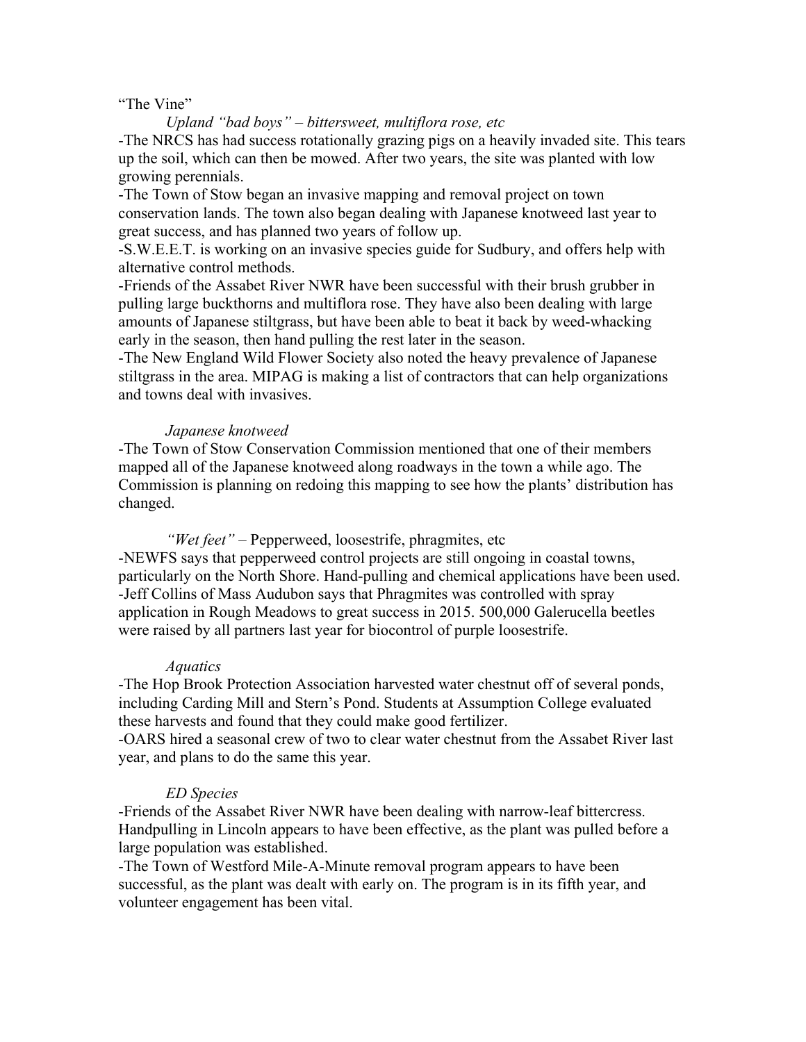"The Vine"

*Upland "bad boys" – bittersweet, multiflora rose, etc*

-The NRCS has had success rotationally grazing pigs on a heavily invaded site. This tears up the soil, which can then be mowed. After two years, the site was planted with low growing perennials.

-The Town of Stow began an invasive mapping and removal project on town conservation lands. The town also began dealing with Japanese knotweed last year to great success, and has planned two years of follow up.

-S.W.E.E.T. is working on an invasive species guide for Sudbury, and offers help with alternative control methods.

-Friends of the Assabet River NWR have been successful with their brush grubber in pulling large buckthorns and multiflora rose. They have also been dealing with large amounts of Japanese stiltgrass, but have been able to beat it back by weed-whacking early in the season, then hand pulling the rest later in the season.

-The New England Wild Flower Society also noted the heavy prevalence of Japanese stiltgrass in the area. MIPAG is making a list of contractors that can help organizations and towns deal with invasives.

*Japanese knotweed*

-The Town of Stow Conservation Commission mentioned that one of their members mapped all of the Japanese knotweed along roadways in the town a while ago. The Commission is planning on redoing this mapping to see how the plants' distribution has changed.

*"Wet feet"* – Pepperweed, loosestrife, phragmites, etc

-NEWFS says that pepperweed control projects are still ongoing in coastal towns, particularly on the North Shore. Hand-pulling and chemical applications have been used.

-Jeff Collins of Mass Audubon says that Phragmites was controlled with spray application in Rough Meadows to great success in 2015. 500,000 Galerucella beetles were raised by all partners last year for biocontrol of purple loosestrife.

*Aquatics*

-The Hop Brook Protection Association harvested water chestnut off of several ponds, including Carding Mill and Stern's Pond. Students at Assumption College evaluated these harvests and found that they could make good fertilizer.

-OARS hired a seasonal crew of two to clear water chestnut from the Assabet River last year, and plans to do the same this year.

*ED Species*

-Friends of the Assabet River NWR have been dealing with narrow-leaf bittercress. Handpulling in Lincoln appears to have been effective, as the plant was pulled before a large population was established.

-The Town of Westford Mile-A-Minute removal program appears to have been successful, as the plant was dealt with early on. The program is in its fifth year, and volunteer engagement has been vital.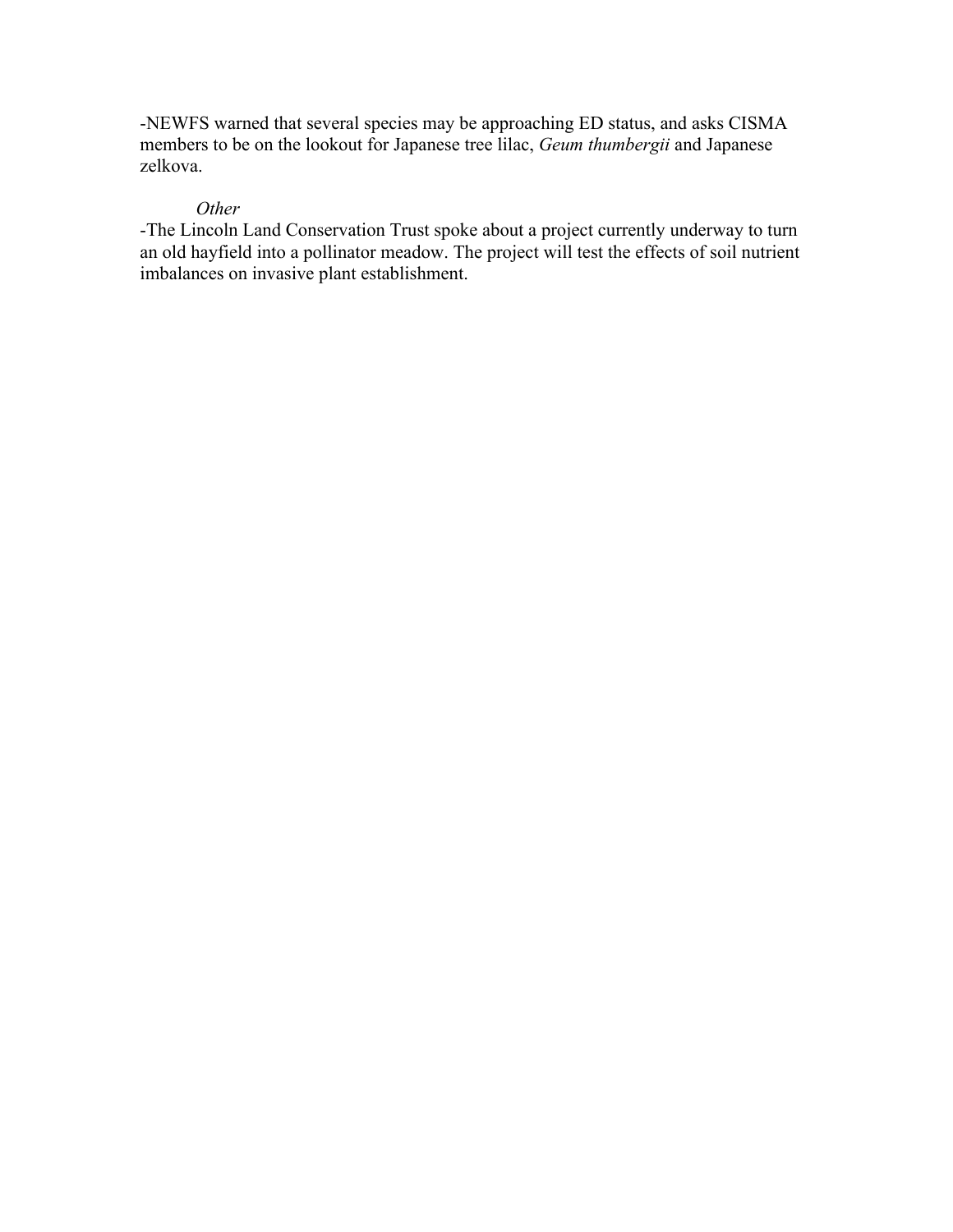-NEWFS warned that several species may be approaching ED status, and asks CISMA members to be on the lookout for Japanese tree lilac, *Geum thumbergii* and Japanese zelkova.

*Other*

-The Lincoln Land Conservation Trust spoke about a project currently underway to turn an old hayfield into a pollinator meadow. The project will test the effects of soil nutrient imbalances on invasive plant establishment.